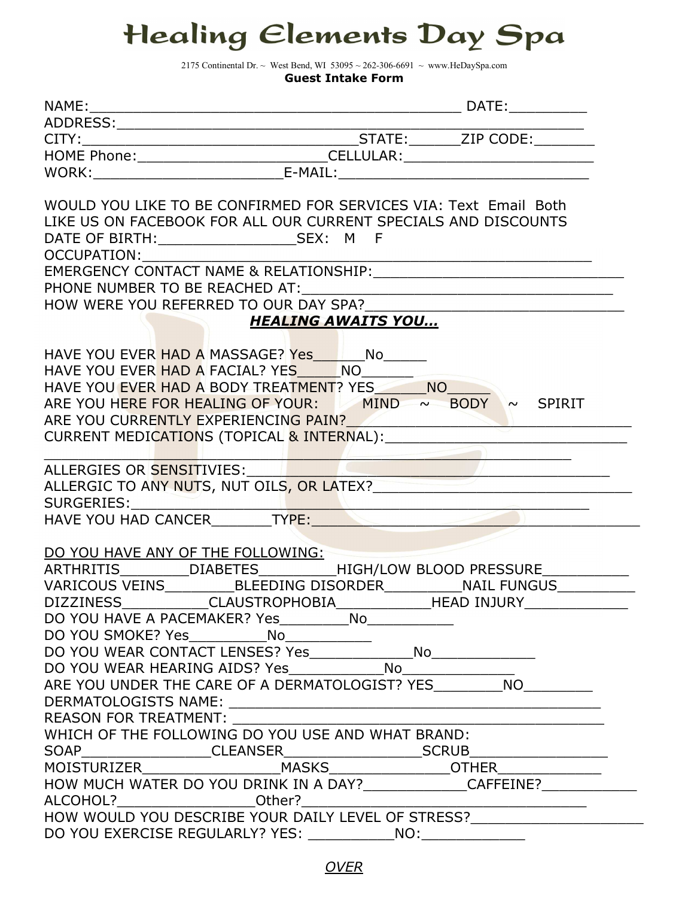# Healing Elements Day Spa

2175 Continental Dr. ~ West Bend, WI 53095 ~ 262-306-6691 ~ www.HeDaySpa.com

**Guest Intake Form**

NAME:_____________________________________________ DATE:_________
ADDRESS:_____________________________________________________
CITY:________________________________STATE:______ZIP CODE:_______
HOME Phone:_____________________CELLULAR:______________________
WORK:______________________E-MAIL:____________________________

WOULD YOU LIKE TO BE CONFIRMED FOR SERVICES VIA: Text Email Both
LIKE US ON FACEBOOK FOR ALL OUR CURRENT SPECIALS AND DISCOUNTS
DATE OF BIRTH:________________SEX: M F
OCCUPATION:____________________________________________________
EMERGENCY CONTACT NAME & RELATIONSHIP:_____________________________
PHONE NUMBER TO BE REACHED AT:___________________________________
HOW WERE YOU REFERRED TO OUR DAY SPA?_____________________________

***<u>HEALING AWAITS YOU…</u>***

HAVE YOU EVER HAD A MASSAGE? Yes______No_____
HAVE YOU EVER HAD A FACIAL? YES_____NO______
HAVE YOU EVER HAD A BODY TREATMENT? YES______NO_____
ARE YOU HERE FOR HEALING OF YOUR: MIND ~ BODY ~ SPIRIT
ARE YOU CURRENTLY EXPERIENCING PAIN?_______________________________
CURRENT MEDICATIONS (TOPICAL & INTERNAL):____________________________
_____________________________________________________________
ALLERGIES OR SENSITIVIES:___________________________________________
ALLERGIC TO ANY NUTS, NUT OILS, OR LATEX?____________________________
SURGERIES:______________________________________________________
HAVE YOU HAD CANCER_______TYPE:____________________________________

<u>DO YOU HAVE ANY OF THE FOLLOWING:</u>
ARTHRITIS________DIABETES_________HIGH/LOW BLOOD PRESSURE__________
VARICOUS VEINS________BLEEDING DISORDER_________NAIL FUNGUS_________
DIZZINESS__________CLAUSTROPHOBIA___________HEAD INJURY____________
DO YOU HAVE A PACEMAKER? Yes________No__________
DO YOU SMOKE? Yes_________No__________
DO YOU WEAR CONTACT LENSES? Yes____________No____________
DO YOU WEAR HEARING AIDS? Yes___________No_____________
ARE YOU UNDER THE CARE OF A DERMATOLOGIST? YES________NO________
DERMATOLOGISTS NAME: ___________________________________________
REASON FOR TREATMENT: __________________________________________
WHICH OF THE FOLLOWING DO YOU USE AND WHAT BRAND:
SOAP_______________CLEANSER________________SCRUB________________
MOISTURIZER________________MASKS_____________OTHER____________
HOW MUCH WATER DO YOU DRINK IN A DAY?____________CAFFEINE?___________
ALCOHOL?________________Other?___________________________________
HOW WOULD YOU DESCRIBE YOUR DAILY LEVEL OF STRESS?_____________________
DO YOU EXERCISE REGULARLY? YES: __________NO:____________

*<u>OVER</u>*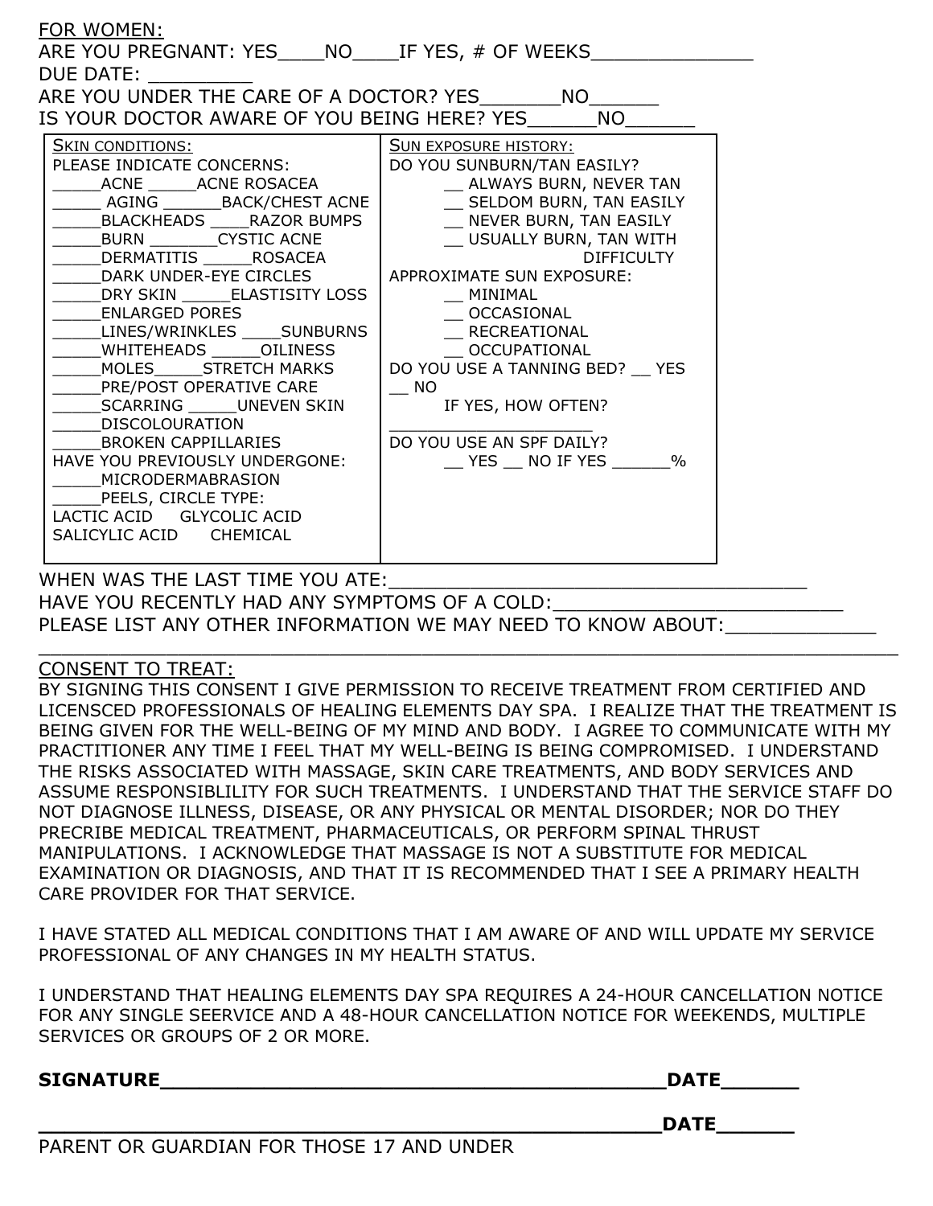FOR WOMEN:

ARE YOU PREGNANT: YES____NO____IF YES, # OF WEEKS______________

DUE DATE: _________

ARE YOU UNDER THE CARE OF A DOCTOR? YES_______NO______

IS YOUR DOCTOR AWARE OF YOU BEING HERE? YES______NO______

| SKIN CONDITIONS: | SUN EXPOSURE HISTORY: |
|---|---|
| PLEASE INDICATE CONCERNS: | DO YOU SUNBURN/TAN EASILY? |
| _____ACNE _____ACNE ROSACEA | __ ALWAYS BURN, NEVER TAN |
| _____ AGING ______BACK/CHEST ACNE | __ SELDOM BURN, TAN EASILY |
| _____BLACKHEADS ____RAZOR BUMPS | __ NEVER BURN, TAN EASILY |
| _____BURN _______CYSTIC ACNE | __ USUALLY BURN, TAN WITH DIFFICULTY |
| _____DERMATITIS _____ROSACEA | APPROXIMATE SUN EXPOSURE: |
| _____DARK UNDER-EYE CIRCLES | __ MINIMAL |
| _____DRY SKIN _____ELASTISITY LOSS | __ OCCASIONAL |
| _____ENLARGED PORES | __ RECREATIONAL |
| _____LINES/WRINKLES ____SUNBURNS | __ OCCUPATIONAL |
| _____WHITEHEADS _____OILINESS | DO YOU USE A TANNING BED? __ YES __ NO |
| _____MOLES_____STRETCH MARKS | IF YES, HOW OFTEN? |
| _____PRE/POST OPERATIVE CARE | _____________________ |
| _____SCARRING _____UNEVEN SKIN | DO YOU USE AN SPF DAILY? |
| _____DISCOLOURATION | __ YES __ NO IF YES ______% |
| _____BROKEN CAPPILLARIES | |
| HAVE YOU PREVIOUSLY UNDERGONE: | |
| _____MICRODERMABRASION | |
| _____PEELS, CIRCLE TYPE: | |
| LACTIC ACID GLYCOLIC ACID | |
| SALICYLIC ACID CHEMICAL | |

WHEN WAS THE LAST TIME YOU ATE:_____________________________________

HAVE YOU RECENTLY HAD ANY SYMPTOMS OF A COLD:_________________________

PLEASE LIST ANY OTHER INFORMATION WE MAY NEED TO KNOW ABOUT:_____________

_________________________________________________________________________

CONSENT TO TREAT:

BY SIGNING THIS CONSENT I GIVE PERMISSION TO RECEIVE TREATMENT FROM CERTIFIED AND LICENSCED PROFESSIONALS OF HEALING ELEMENTS DAY SPA. I REALIZE THAT THE TREATMENT IS BEING GIVEN FOR THE WELL-BEING OF MY MIND AND BODY. I AGREE TO COMMUNICATE WITH MY PRACTITIONER ANY TIME I FEEL THAT MY WELL-BEING IS BEING COMPROMISED. I UNDERSTAND THE RISKS ASSOCIATED WITH MASSAGE, SKIN CARE TREATMENTS, AND BODY SERVICES AND ASSUME RESPONSIBLILITY FOR SUCH TREATMENTS. I UNDERSTAND THAT THE SERVICE STAFF DO NOT DIAGNOSE ILLNESS, DISEASE, OR ANY PHYSICAL OR MENTAL DISORDER; NOR DO THEY PRECRIBE MEDICAL TREATMENT, PHARMACEUTICALS, OR PERFORM SPINAL THRUST MANIPULATIONS. I ACKNOWLEDGE THAT MASSAGE IS NOT A SUBSTITUTE FOR MEDICAL EXAMINATION OR DIAGNOSIS, AND THAT IT IS RECOMMENDED THAT I SEE A PRIMARY HEALTH CARE PROVIDER FOR THAT SERVICE.

I HAVE STATED ALL MEDICAL CONDITIONS THAT I AM AWARE OF AND WILL UPDATE MY SERVICE PROFESSIONAL OF ANY CHANGES IN MY HEALTH STATUS.

I UNDERSTAND THAT HEALING ELEMENTS DAY SPA REQUIRES A 24-HOUR CANCELLATION NOTICE FOR ANY SINGLE SEERVICE AND A 48-HOUR CANCELLATION NOTICE FOR WEEKENDS, MULTIPLE SERVICES OR GROUPS OF 2 OR MORE.

**SIGNATURE__________________________________________DATE______**

**_____________________________________________________DATE______**

PARENT OR GUARDIAN FOR THOSE 17 AND UNDER